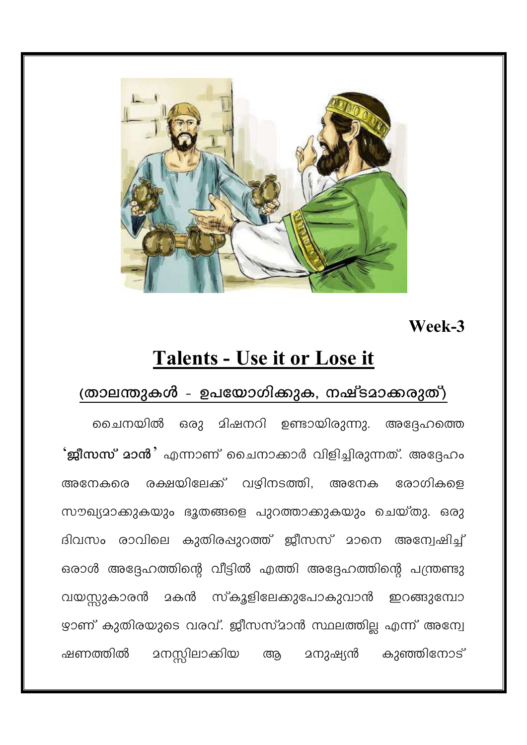Week-3

# Talents - Use it or Lose it

## (താലന്തുകൾ - ഉപയോഗിക്കുക, നഷ്ടമാക്കരുത്)

ചൈനയിൽ ഒരു മിഷനറി ഉണ്ടായിരുന്നു. അദ്ദേഹത്തെ **'ജീസസ് മാൻ'** എന്നാണ് ചൈനാക്കാർ വിളിച്ചിരുന്നത്. അദ്ദേഹം അനേകരെ രക്ഷയിലേക്ക് വഴിനടത്തി, അനേക രോഗികളെ സൗഖ്യമാക്കുകയും ഭൂതങ്ങളെ പുറത്താക്കുകയും ചെയ്തു. ഒരു ദിവസം രാവിലെ കുതിരപ്പുറത്ത് ജീസസ് മാനെ അന്വേഷിച്ച് ഒരാൾ അദ്ദേഹത്തിന്റെ വീട്ടിൽ എത്തി അദ്ദേഹത്തിന്റെ പന്ത്രണ്ടു വയസ്സുകാരൻ മകൻ സ്കൂളിലേക്കുപോകുവാൻ ഇറങ്ങുമ്പോഴാണ് കുതിരയുടെ വരവ്. ജീസസ്മാൻ സ്ഥലത്തില്ല എന്ന് അന്വേഷണത്തിൽ മനസ്സിലാക്കിയ ആ മനുഷ്യൻ കുഞ്ഞിനോട്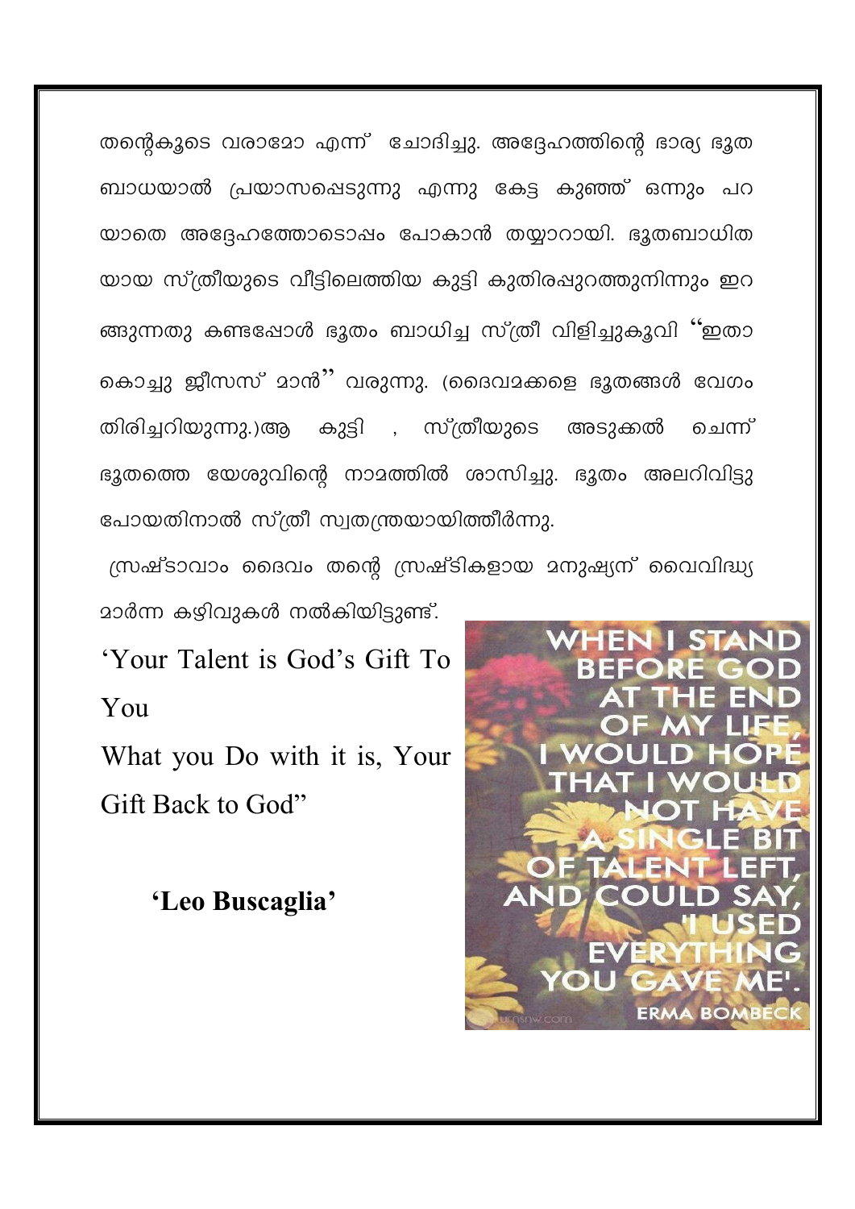തന്റെകൂടെ വരാമോ എന്ന് ചോദിച്ചു. അദ്ദേഹത്തിന്റെ ഭാര്യ ഭൂതബാധയാൽ പ്രയാസപ്പെടുന്നു എന്നു കേട്ട കുഞ്ഞ് ഒന്നും പറയാതെ അദ്ദേഹത്തോടൊപ്പം പോകാൻ തയ്യാറായി. ഭൂതബാധിതയായ സ്ത്രീയുടെ വീട്ടിലെത്തിയ കുട്ടി കുതിരപ്പുറത്തുനിന്നും ഇറങ്ങുന്നതു കണ്ടപ്പോൾ ഭൂതം ബാധിച്ച സ്ത്രീ വിളിച്ചുകൂവി "ഇതാ കൊച്ചു ജീസസ് മാൻ" വരുന്നു. (ദൈവമക്കളെ ഭൂതങ്ങൾ വേഗം തിരിച്ചറിയുന്നു.)ആ കുട്ടി , സ്ത്രീയുടെ അടുക്കൽ ചെന്ന് ഭൂതത്തെ യേശുവിന്റെ നാമത്തിൽ ശാസിച്ചു. ഭൂതം അലറിവിട്ടു പോയതിനാൽ സ്ത്രീ സ്വതന്ത്രയായിത്തീർന്നു.

സ്രഷ്ടാവാം ദൈവം തന്റെ സ്രഷ്ടികളായ മനുഷ്യന് വൈവിദ്ധ്യമാർന്ന കഴിവുകൾ നൽകിയിട്ടുണ്ട്.

'Your Talent is God's Gift To You
What you Do with it is, Your Gift Back to God"

**'Leo Buscaglia'**

WHEN I STAND BEFORE GOD AT THE END OF MY LIFE, I WOULD HOPE THAT I WOULD NOT HAVE A SINGLE BIT OF TALENT LEFT, AND COULD SAY, 'I USED EVERYTHING YOU GAVE ME'.

ERMA BOMBECK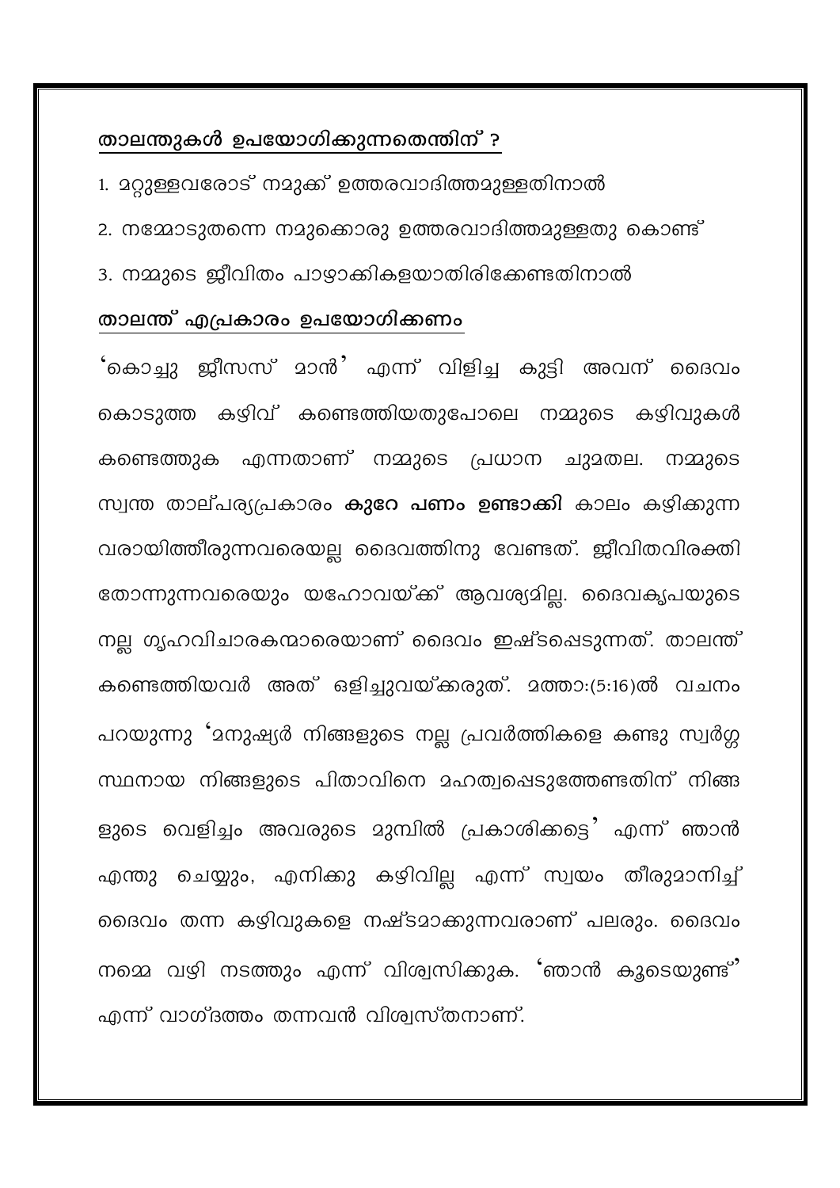**താലന്തുകൾ ഉപയോഗിക്കുന്നതെന്തിന് ?**

1. മറ്റുള്ളവരോട് നമുക്ക് ഉത്തരവാദിത്തമുള്ളതിനാൽ
2. നമ്മോടുതന്നെ നമുക്കൊരു ഉത്തരവാദിത്തമുള്ളതു കൊണ്ട്
3. നമ്മുടെ ജീവിതം പാഴാക്കികളയാതിരിക്കേണ്ടതിനാൽ

**താലന്ത് എപ്രകാരം ഉപയോഗിക്കണം**

'കൊച്ചു ജീസസ് മാൻ' എന്ന് വിളിച്ച കുട്ടി അവന് ദൈവം കൊടുത്ത കഴിവ് കണ്ടെത്തിയതുപോലെ നമ്മുടെ കഴിവുകൾ കണ്ടെത്തുക എന്നതാണ് നമ്മുടെ പ്രധാന ചുമതല. നമ്മുടെ സ്വന്ത താല്പര്യപ്രകാരം **കുറേ പണം ഉണ്ടാക്കി** കാലം കഴിക്കുന്ന വരായിത്തീരുന്നവരെയല്ല ദൈവത്തിനു വേണ്ടത്. ജീവിതവിരക്തി തോന്നുന്നവരെയും യഹോവയ്ക്ക് ആവശ്യമില്ല. ദൈവകൃപയുടെ നല്ല ഗൃഹവിചാരകന്മാരെയാണ് ദൈവം ഇഷ്ടപ്പെടുന്നത്. താലന്ത് കണ്ടെത്തിയവർ അത് ഒളിച്ചുവയ്ക്കരുത്. മത്താ:(5:16)ൽ വചനം പറയുന്നു 'മനുഷ്യർ നിങ്ങളുടെ നല്ല പ്രവർത്തികളെ കണ്ടു സ്വർഗ്ഗ സ്ഥനായ നിങ്ങളുടെ പിതാവിനെ മഹത്വപ്പെടുത്തേണ്ടതിന് നിങ്ങ ളുടെ വെളിച്ചം അവരുടെ മുമ്പിൽ പ്രകാശിക്കട്ടെ' എന്ന് ഞാൻ എന്തു ചെയ്യും, എനിക്കു കഴിവില്ല എന്ന് സ്വയം തീരുമാനിച്ച് ദൈവം തന്ന കഴിവുകളെ നഷ്ടമാക്കുന്നവരാണ് പലരും. ദൈവം നമ്മെ വഴി നടത്തും എന്ന് വിശ്വസിക്കുക. 'ഞാൻ കൂടെയുണ്ട്' എന്ന് വാഗ്ദത്തം തന്നവൻ വിശ്വസ്തനാണ്.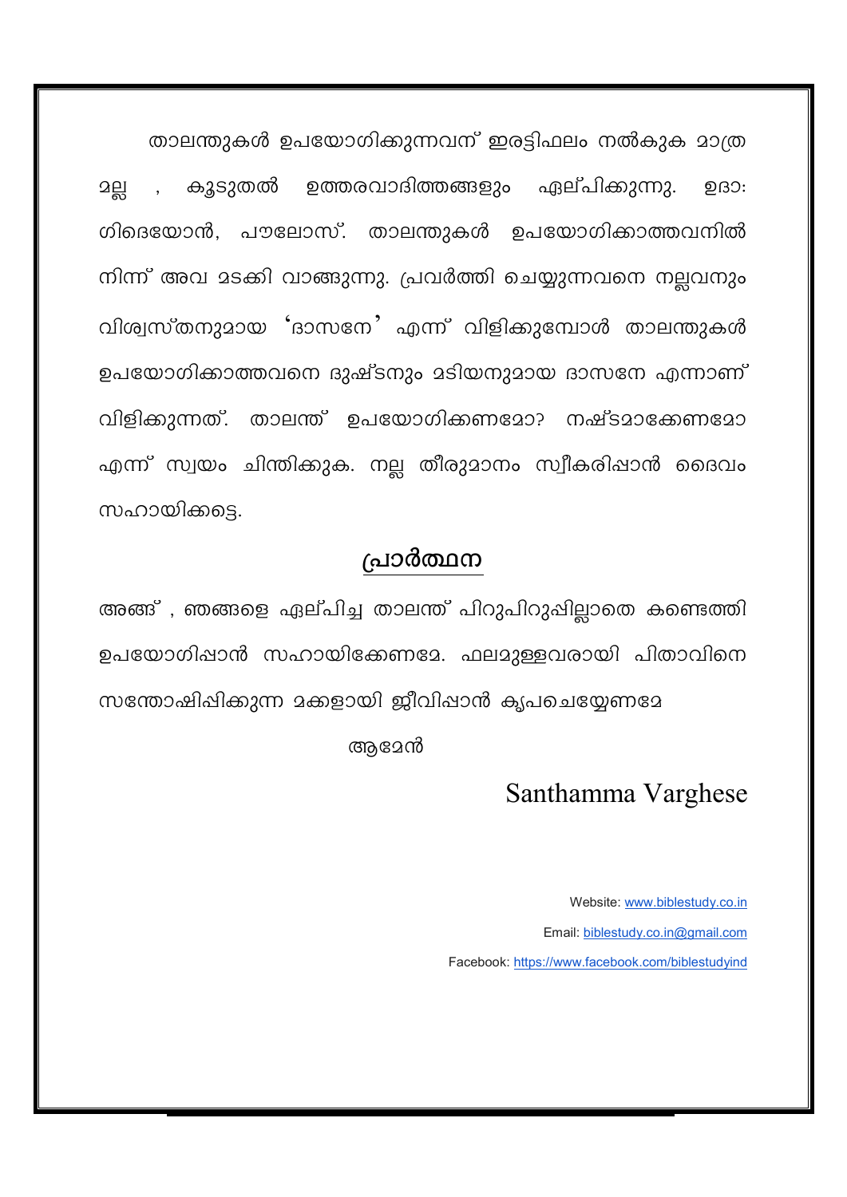താലന്തുകൾ ഉപയോഗിക്കുന്നവന് ഇരട്ടിഫലം നൽകുക മാത്ര മല്ല , കൂടുതൽ ഉത്തരവാദിത്തങ്ങളും ഏല്പിക്കുന്നു. ഉദാ: ഗിദെയോൻ, പൗലോസ്. താലന്തുകൾ ഉപയോഗിക്കാത്തവനിൽ നിന്ന് അവ മടക്കി വാങ്ങുന്നു. പ്രവർത്തി ചെയ്യുന്നവനെ നല്ലവനും വിശ്വസ്തനുമായ 'ദാസനേ' എന്ന് വിളിക്കുമ്പോൾ താലന്തുകൾ ഉപയോഗിക്കാത്തവനെ ദുഷ്ടനും മടിയനുമായ ദാസനേ എന്നാണ് വിളിക്കുന്നത്. താലന്ത് ഉപയോഗിക്കണമോ? നഷ്ടമാക്കേണമോ എന്ന് സ്വയം ചിന്തിക്കുക. നല്ല തീരുമാനം സ്വീകരിപ്പാൻ ദൈവം സഹായിക്കട്ടെ.

## പ്രാർത്ഥന

അങ്ങ് , ഞങ്ങളെ ഏല്പിച്ച താലന്ത് പിറുപിറുപ്പില്ലാതെ കണ്ടെത്തി ഉപയോഗിപ്പാൻ സഹായിക്കേണമേ. ഫലമുള്ളവരായി പിതാവിനെ സന്തോഷിപ്പിക്കുന്ന മക്കളായി ജീവിപ്പാൻ കൃപചെയ്യേണമേ

ആമേൻ

Santhamma Varghese

Website: www.biblestudy.co.in

Email: biblestudy.co.in@gmail.com

Facebook: https://www.facebook.com/biblestudyind